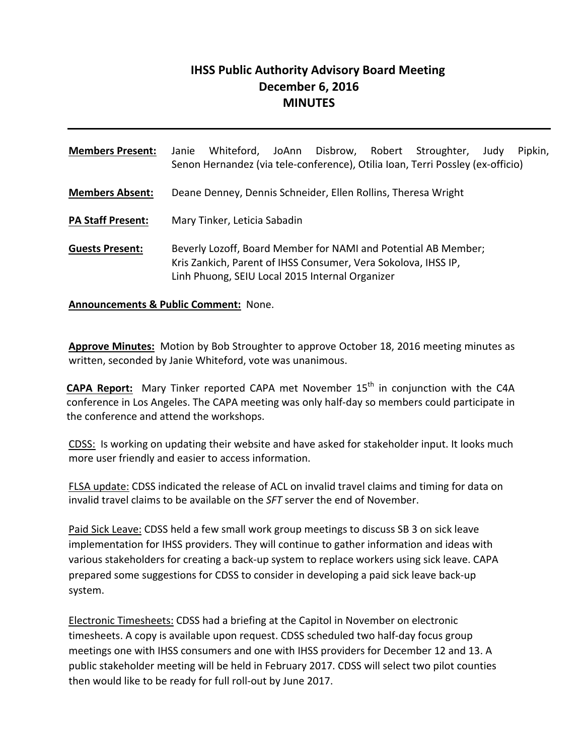# IHSS Public Authority Advisory Board Meeting
## December 6, 2016
## MINUTES

---

**Members Present:** Janie Whiteford, JoAnn Disbrow, Robert Stroughter, Judy Pipkin, Senon Hernandez (via tele-conference), Otilia Ioan, Terri Possley (ex-officio)

**Members Absent:** Deane Denney, Dennis Schneider, Ellen Rollins, Theresa Wright

**PA Staff Present:** Mary Tinker, Leticia Sabadin

**Guests Present:** Beverly Lozoff, Board Member for NAMI and Potential AB Member; Kris Zankich, Parent of IHSS Consumer, Vera Sokolova, IHSS IP, Linh Phuong, SEIU Local 2015 Internal Organizer

**Announcements & Public Comment:** None.

**Approve Minutes:** Motion by Bob Stroughter to approve October 18, 2016 meeting minutes as written, seconded by Janie Whiteford, vote was unanimous.

**CAPA Report:** Mary Tinker reported CAPA met November 15th in conjunction with the C4A conference in Los Angeles. The CAPA meeting was only half-day so members could participate in the conference and attend the workshops.

CDSS: Is working on updating their website and have asked for stakeholder input. It looks much more user friendly and easier to access information.

FLSA update: CDSS indicated the release of ACL on invalid travel claims and timing for data on invalid travel claims to be available on the *SFT* server the end of November.

Paid Sick Leave: CDSS held a few small work group meetings to discuss SB 3 on sick leave implementation for IHSS providers. They will continue to gather information and ideas with various stakeholders for creating a back-up system to replace workers using sick leave. CAPA prepared some suggestions for CDSS to consider in developing a paid sick leave back-up system.

Electronic Timesheets: CDSS had a briefing at the Capitol in November on electronic timesheets. A copy is available upon request. CDSS scheduled two half-day focus group meetings one with IHSS consumers and one with IHSS providers for December 12 and 13. A public stakeholder meeting will be held in February 2017. CDSS will select two pilot counties then would like to be ready for full roll-out by June 2017.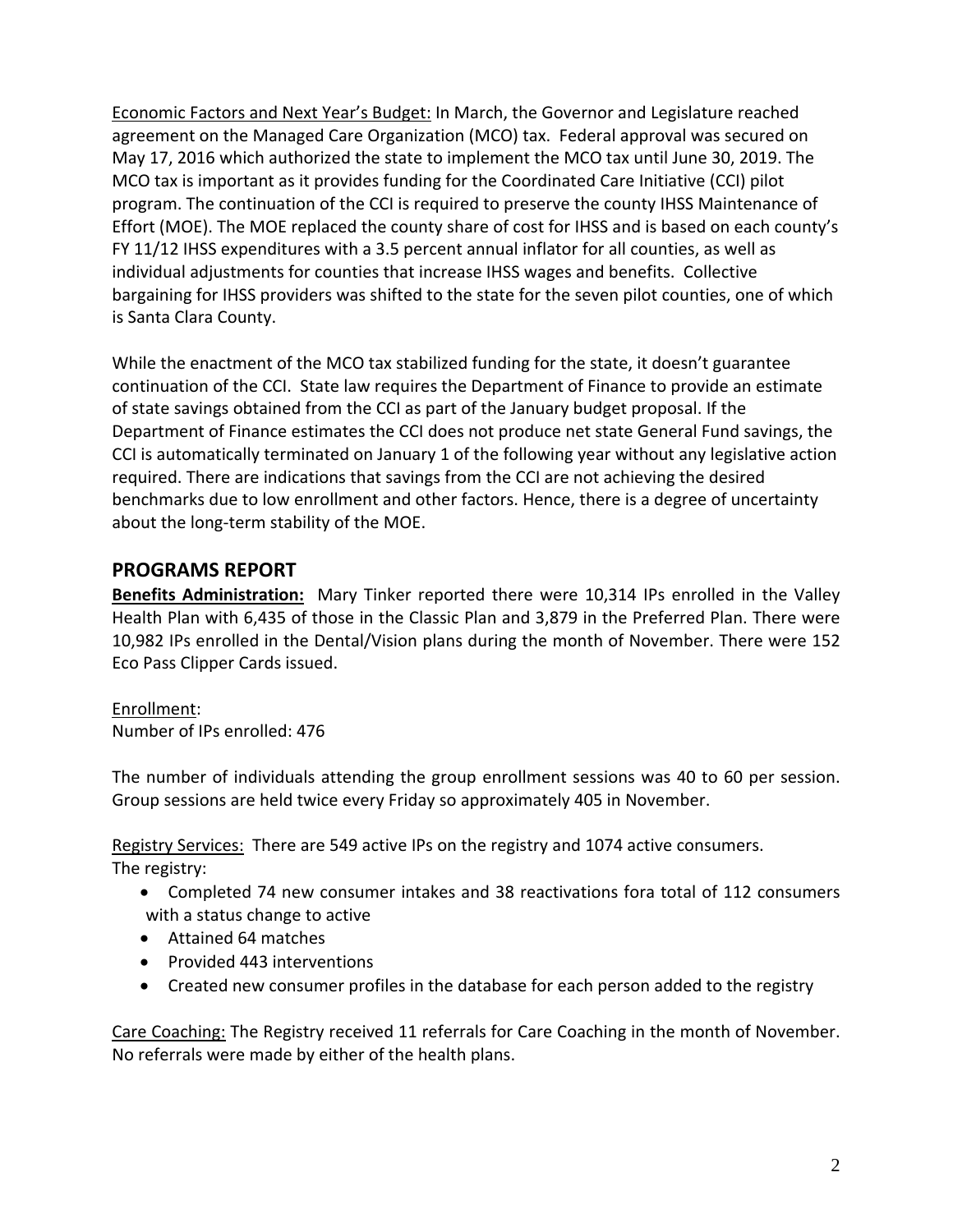Economic Factors and Next Year's Budget: In March, the Governor and Legislature reached agreement on the Managed Care Organization (MCO) tax. Federal approval was secured on May 17, 2016 which authorized the state to implement the MCO tax until June 30, 2019. The MCO tax is important as it provides funding for the Coordinated Care Initiative (CCI) pilot program. The continuation of the CCI is required to preserve the county IHSS Maintenance of Effort (MOE). The MOE replaced the county share of cost for IHSS and is based on each county's FY 11/12 IHSS expenditures with a 3.5 percent annual inflator for all counties, as well as individual adjustments for counties that increase IHSS wages and benefits. Collective bargaining for IHSS providers was shifted to the state for the seven pilot counties, one of which is Santa Clara County.

While the enactment of the MCO tax stabilized funding for the state, it doesn't guarantee continuation of the CCI. State law requires the Department of Finance to provide an estimate of state savings obtained from the CCI as part of the January budget proposal. If the Department of Finance estimates the CCI does not produce net state General Fund savings, the CCI is automatically terminated on January 1 of the following year without any legislative action required. There are indications that savings from the CCI are not achieving the desired benchmarks due to low enrollment and other factors. Hence, there is a degree of uncertainty about the long-term stability of the MOE.

## PROGRAMS REPORT

**Benefits Administration:** Mary Tinker reported there were 10,314 IPs enrolled in the Valley Health Plan with 6,435 of those in the Classic Plan and 3,879 in the Preferred Plan. There were 10,982 IPs enrolled in the Dental/Vision plans during the month of November. There were 152 Eco Pass Clipper Cards issued.

Enrollment:
Number of IPs enrolled: 476

The number of individuals attending the group enrollment sessions was 40 to 60 per session. Group sessions are held twice every Friday so approximately 405 in November.

Registry Services: There are 549 active IPs on the registry and 1074 active consumers.
The registry:

- Completed 74 new consumer intakes and 38 reactivations fora total of 112 consumers with a status change to active
- Attained 64 matches
- Provided 443 interventions
- Created new consumer profiles in the database for each person added to the registry

Care Coaching: The Registry received 11 referrals for Care Coaching in the month of November. No referrals were made by either of the health plans.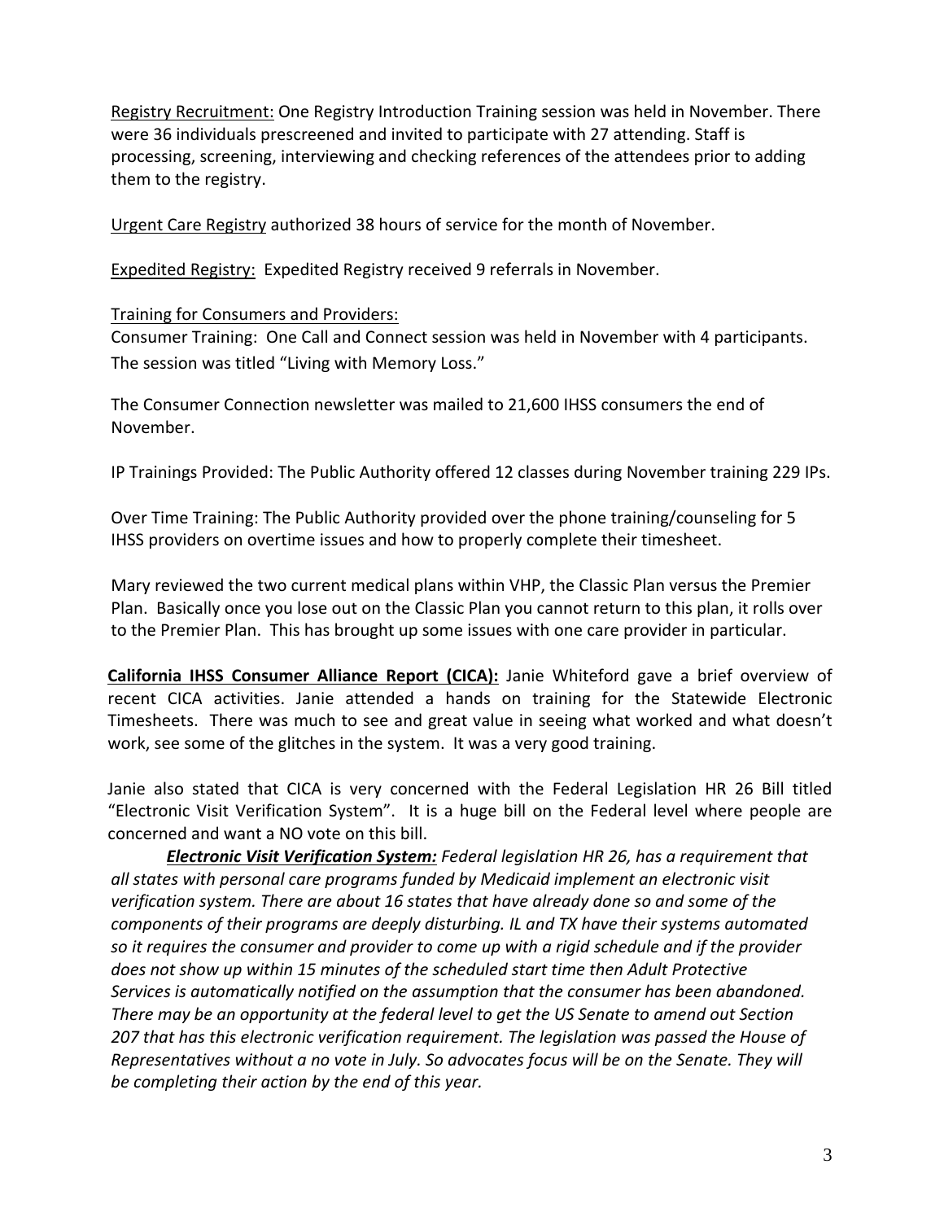Registry Recruitment: One Registry Introduction Training session was held in November. There were 36 individuals prescreened and invited to participate with 27 attending. Staff is processing, screening, interviewing and checking references of the attendees prior to adding them to the registry.

Urgent Care Registry authorized 38 hours of service for the month of November.

Expedited Registry: Expedited Registry received 9 referrals in November.

Training for Consumers and Providers:
Consumer Training: One Call and Connect session was held in November with 4 participants. The session was titled "Living with Memory Loss."

The Consumer Connection newsletter was mailed to 21,600 IHSS consumers the end of November.

IP Trainings Provided: The Public Authority offered 12 classes during November training 229 IPs.

Over Time Training: The Public Authority provided over the phone training/counseling for 5 IHSS providers on overtime issues and how to properly complete their timesheet.

Mary reviewed the two current medical plans within VHP, the Classic Plan versus the Premier Plan. Basically once you lose out on the Classic Plan you cannot return to this plan, it rolls over to the Premier Plan. This has brought up some issues with one care provider in particular.

**California IHSS Consumer Alliance Report (CICA):** Janie Whiteford gave a brief overview of recent CICA activities. Janie attended a hands on training for the Statewide Electronic Timesheets. There was much to see and great value in seeing what worked and what doesn't work, see some of the glitches in the system. It was a very good training.

Janie also stated that CICA is very concerned with the Federal Legislation HR 26 Bill titled "Electronic Visit Verification System". It is a huge bill on the Federal level where people are concerned and want a NO vote on this bill.

***Electronic Visit Verification System:*** *Federal legislation HR 26, has a requirement that all states with personal care programs funded by Medicaid implement an electronic visit verification system. There are about 16 states that have already done so and some of the components of their programs are deeply disturbing. IL and TX have their systems automated so it requires the consumer and provider to come up with a rigid schedule and if the provider does not show up within 15 minutes of the scheduled start time then Adult Protective Services is automatically notified on the assumption that the consumer has been abandoned. There may be an opportunity at the federal level to get the US Senate to amend out Section 207 that has this electronic verification requirement. The legislation was passed the House of Representatives without a no vote in July. So advocates focus will be on the Senate. They will be completing their action by the end of this year.*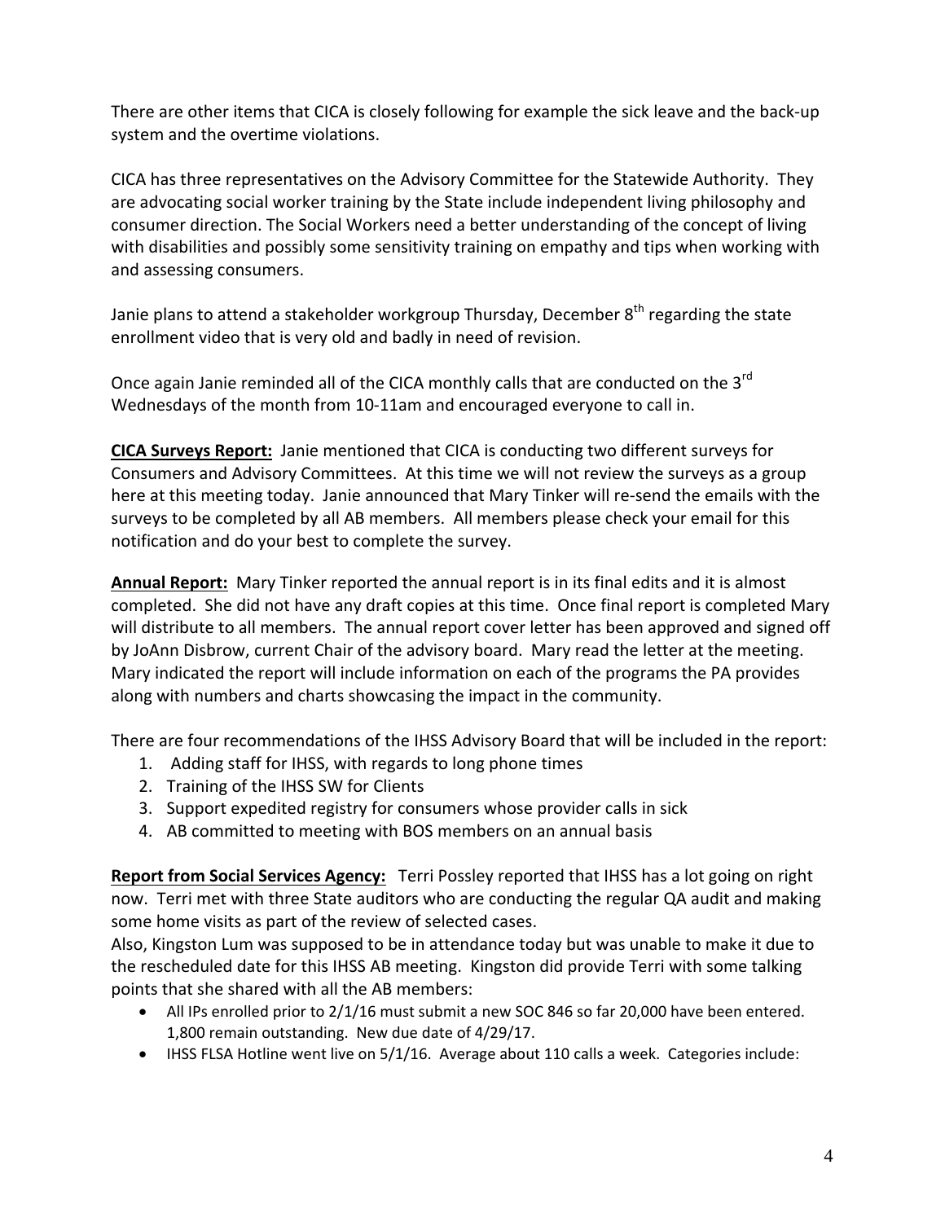There are other items that CICA is closely following for example the sick leave and the back-up system and the overtime violations.

CICA has three representatives on the Advisory Committee for the Statewide Authority. They are advocating social worker training by the State include independent living philosophy and consumer direction. The Social Workers need a better understanding of the concept of living with disabilities and possibly some sensitivity training on empathy and tips when working with and assessing consumers.

Janie plans to attend a stakeholder workgroup Thursday, December 8th regarding the state enrollment video that is very old and badly in need of revision.

Once again Janie reminded all of the CICA monthly calls that are conducted on the 3rd Wednesdays of the month from 10-11am and encouraged everyone to call in.

**CICA Surveys Report:** Janie mentioned that CICA is conducting two different surveys for Consumers and Advisory Committees. At this time we will not review the surveys as a group here at this meeting today. Janie announced that Mary Tinker will re-send the emails with the surveys to be completed by all AB members. All members please check your email for this notification and do your best to complete the survey.

**Annual Report:** Mary Tinker reported the annual report is in its final edits and it is almost completed. She did not have any draft copies at this time. Once final report is completed Mary will distribute to all members. The annual report cover letter has been approved and signed off by JoAnn Disbrow, current Chair of the advisory board. Mary read the letter at the meeting. Mary indicated the report will include information on each of the programs the PA provides along with numbers and charts showcasing the impact in the community.

There are four recommendations of the IHSS Advisory Board that will be included in the report:

1. Adding staff for IHSS, with regards to long phone times
2. Training of the IHSS SW for Clients
3. Support expedited registry for consumers whose provider calls in sick
4. AB committed to meeting with BOS members on an annual basis

**Report from Social Services Agency:** Terri Possley reported that IHSS has a lot going on right now. Terri met with three State auditors who are conducting the regular QA audit and making some home visits as part of the review of selected cases.
Also, Kingston Lum was supposed to be in attendance today but was unable to make it due to the rescheduled date for this IHSS AB meeting. Kingston did provide Terri with some talking points that she shared with all the AB members:

- All IPs enrolled prior to 2/1/16 must submit a new SOC 846 so far 20,000 have been entered. 1,800 remain outstanding. New due date of 4/29/17.
- IHSS FLSA Hotline went live on 5/1/16. Average about 110 calls a week. Categories include: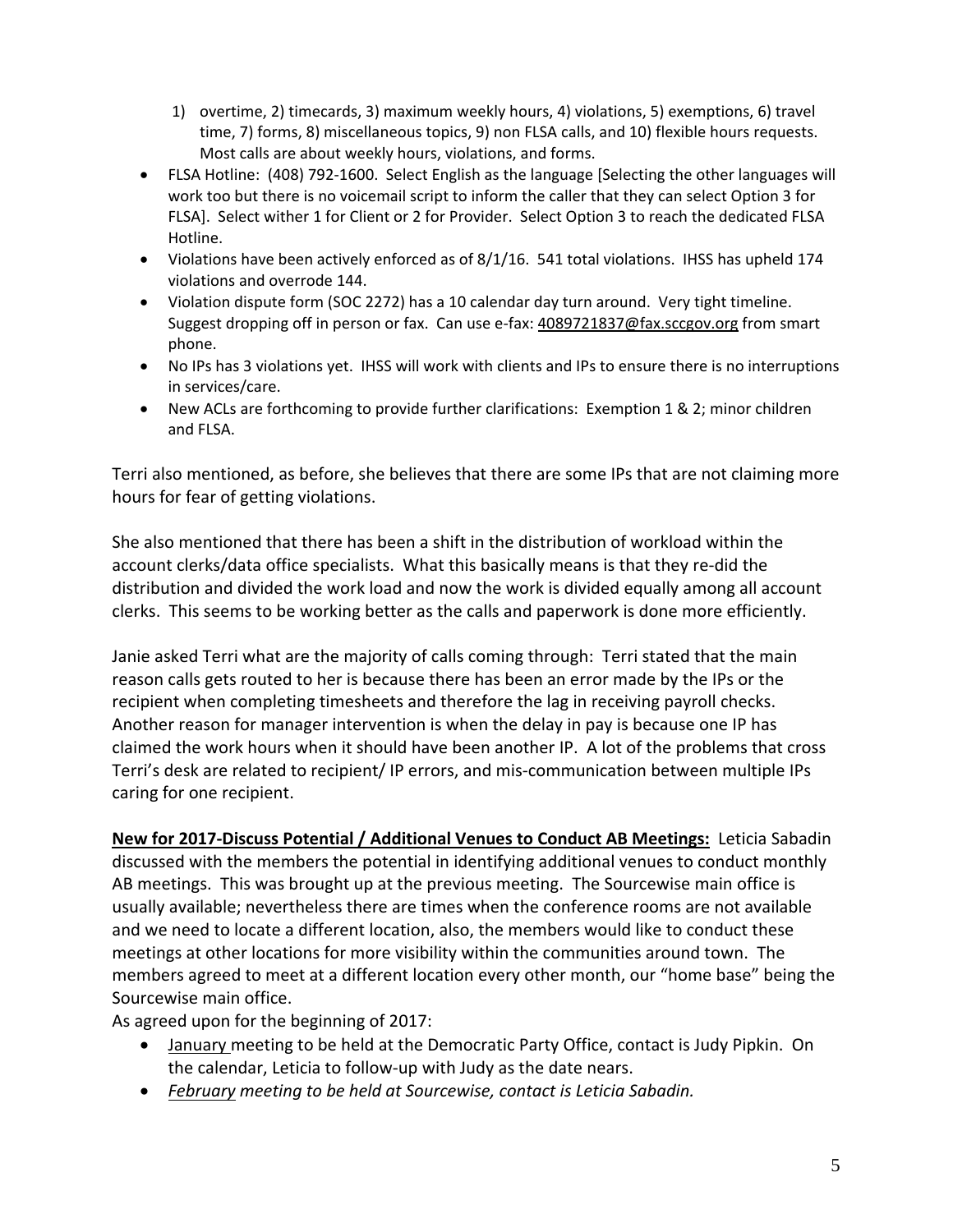1) overtime, 2) timecards, 3) maximum weekly hours, 4) violations, 5) exemptions, 6) travel time, 7) forms, 8) miscellaneous topics, 9) non FLSA calls, and 10) flexible hours requests. Most calls are about weekly hours, violations, and forms.

- FLSA Hotline: (408) 792-1600. Select English as the language [Selecting the other languages will work too but there is no voicemail script to inform the caller that they can select Option 3 for FLSA]. Select wither 1 for Client or 2 for Provider. Select Option 3 to reach the dedicated FLSA Hotline.
- Violations have been actively enforced as of 8/1/16. 541 total violations. IHSS has upheld 174 violations and overrode 144.
- Violation dispute form (SOC 2272) has a 10 calendar day turn around. Very tight timeline. Suggest dropping off in person or fax. Can use e-fax: 4089721837@fax.sccgov.org from smart phone.
- No IPs has 3 violations yet. IHSS will work with clients and IPs to ensure there is no interruptions in services/care.
- New ACLs are forthcoming to provide further clarifications: Exemption 1 & 2; minor children and FLSA.

Terri also mentioned, as before, she believes that there are some IPs that are not claiming more hours for fear of getting violations.

She also mentioned that there has been a shift in the distribution of workload within the account clerks/data office specialists. What this basically means is that they re-did the distribution and divided the work load and now the work is divided equally among all account clerks. This seems to be working better as the calls and paperwork is done more efficiently.

Janie asked Terri what are the majority of calls coming through: Terri stated that the main reason calls gets routed to her is because there has been an error made by the IPs or the recipient when completing timesheets and therefore the lag in receiving payroll checks. Another reason for manager intervention is when the delay in pay is because one IP has claimed the work hours when it should have been another IP. A lot of the problems that cross Terri's desk are related to recipient/ IP errors, and mis-communication between multiple IPs caring for one recipient.

**New for 2017-Discuss Potential / Additional Venues to Conduct AB Meetings:** Leticia Sabadin discussed with the members the potential in identifying additional venues to conduct monthly AB meetings. This was brought up at the previous meeting. The Sourcewise main office is usually available; nevertheless there are times when the conference rooms are not available and we need to locate a different location, also, the members would like to conduct these meetings at other locations for more visibility within the communities around town. The members agreed to meet at a different location every other month, our "home base" being the Sourcewise main office.

As agreed upon for the beginning of 2017:

- January meeting to be held at the Democratic Party Office, contact is Judy Pipkin. On the calendar, Leticia to follow-up with Judy as the date nears.
- *February meeting to be held at Sourcewise, contact is Leticia Sabadin.*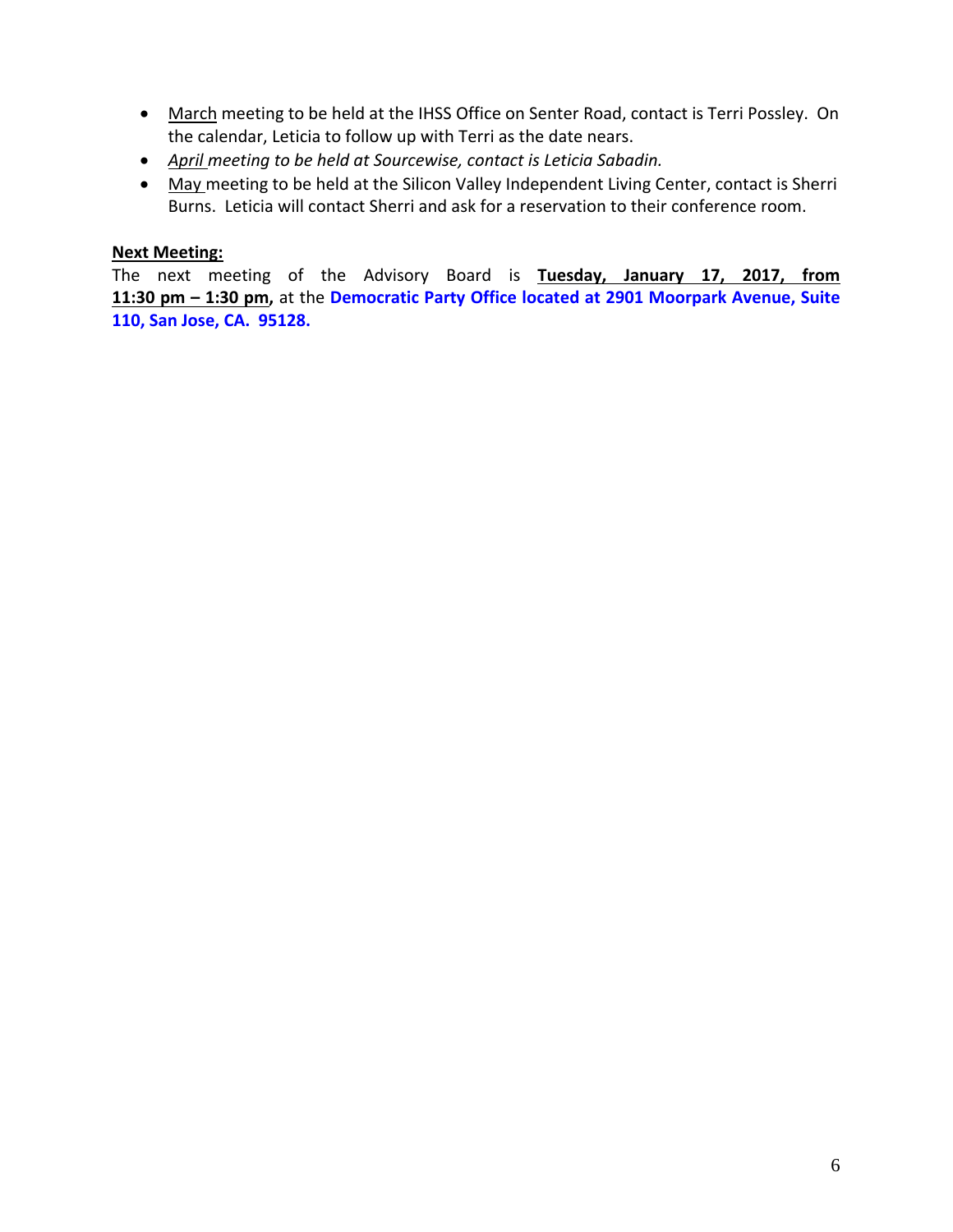- March meeting to be held at the IHSS Office on Senter Road, contact is Terri Possley. On the calendar, Leticia to follow up with Terri as the date nears.
- *April meeting to be held at Sourcewise, contact is Leticia Sabadin.*
- May meeting to be held at the Silicon Valley Independent Living Center, contact is Sherri Burns. Leticia will contact Sherri and ask for a reservation to their conference room.

**Next Meeting:**

The next meeting of the Advisory Board is **Tuesday, January 17, 2017, from 11:30 pm – 1:30 pm,** at the **Democratic Party Office located at 2901 Moorpark Avenue, Suite 110, San Jose, CA. 95128.**